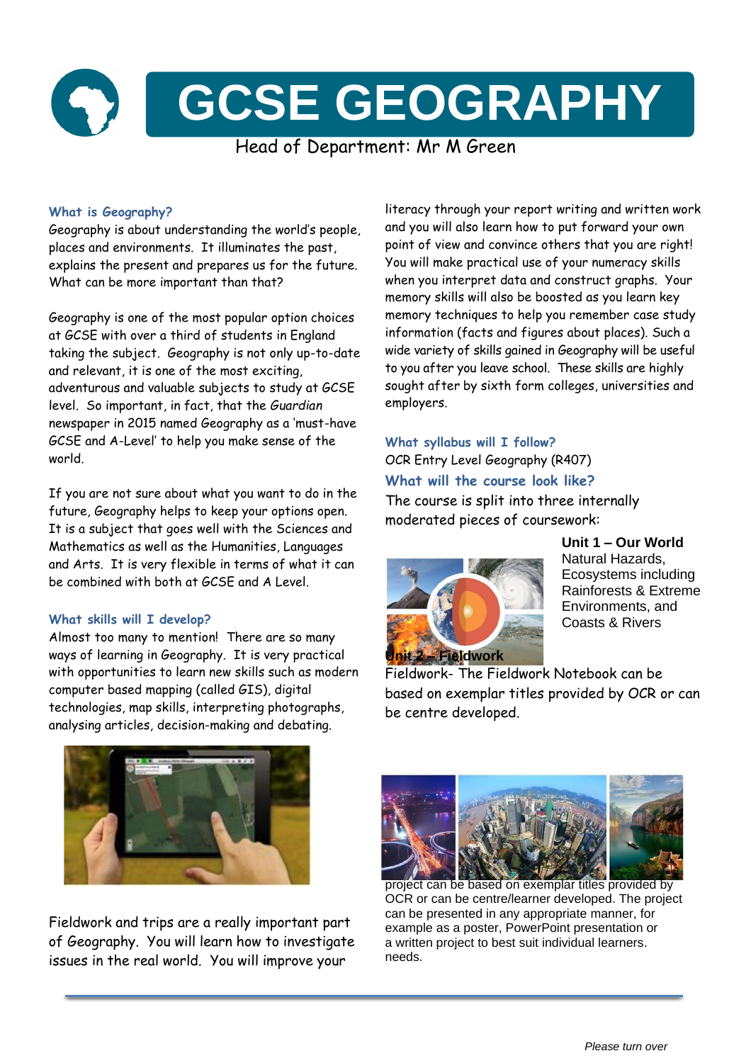# GCSE GEOGRAPHY

Head of Department: Mr M Green

### What is Geography?

Geography is about understanding the world's people, places and environments. It illuminates the past, explains the present and prepares us for the future. What can be more important than that?

Geography is one of the most popular option choices at GCSE with over a third of students in England taking the subject. Geography is not only up-to-date and relevant, it is one of the most exciting, adventurous and valuable subjects to study at GCSE level. So important, in fact, that the *Guardian* newspaper in 2015 named Geography as a 'must-have GCSE and A-Level' to help you make sense of the world.

If you are not sure about what you want to do in the future, Geography helps to keep your options open. It is a subject that goes well with the Sciences and Mathematics as well as the Humanities, Languages and Arts. It is very flexible in terms of what it can be combined with both at GCSE and A Level.

### What skills will I develop?

Almost too many to mention! There are so many ways of learning in Geography. It is very practical with opportunities to learn new skills such as modern computer based mapping (called GIS), digital technologies, map skills, interpreting photographs, analysing articles, decision-making and debating.

Fieldwork and trips are a really important part of Geography. You will learn how to investigate issues in the real world. You will improve your literacy through your report writing and written work and you will also learn how to put forward your own point of view and convince others that you are right! You will make practical use of your numeracy skills when you interpret data and construct graphs. Your memory skills will also be boosted as you learn key memory techniques to help you remember case study information (facts and figures about places). Such a wide variety of skills gained in Geography will be useful to you after you leave school. These skills are highly sought after by sixth form colleges, universities and employers.

### What syllabus will I follow?

OCR Entry Level Geography (R407)

### What will the course look like?

The course is split into three internally moderated pieces of coursework:

**Unit 1 – Our World**
Natural Hazards, Ecosystems including Rainforests & Extreme Environments, and Coasts & Rivers

**Unit 2 – Fieldwork**
Fieldwork- The Fieldwork Notebook can be based on exemplar titles provided by OCR or can be centre developed.

project can be based on exemplar titles provided by OCR or can be centre/learner developed. The project can be presented in any appropriate manner, for example as a poster, PowerPoint presentation or a written project to best suit individual learners. needs.

*Please turn over*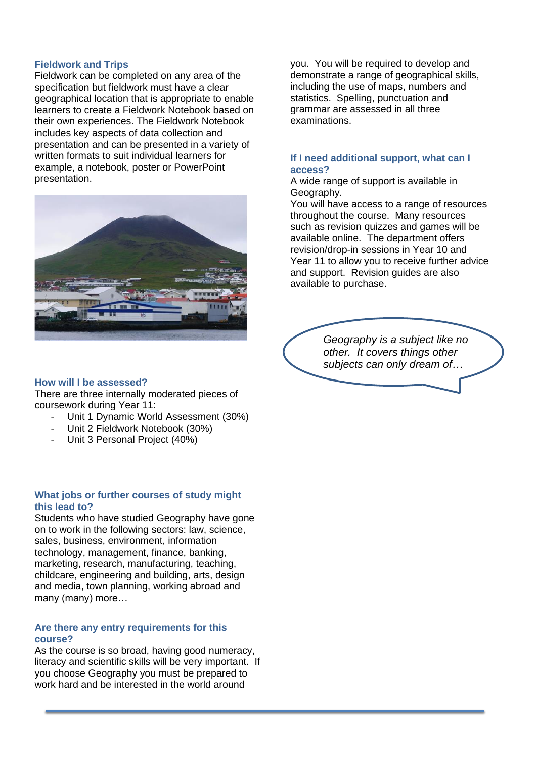### Fieldwork and Trips

Fieldwork can be completed on any area of the specification but fieldwork must have a clear geographical location that is appropriate to enable learners to create a Fieldwork Notebook based on their own experiences. The Fieldwork Notebook includes key aspects of data collection and presentation and can be presented in a variety of written formats to suit individual learners for example, a notebook, poster or PowerPoint presentation.

### How will I be assessed?

There are three internally moderated pieces of coursework during Year 11:

- Unit 1 Dynamic World Assessment (30%)
- Unit 2 Fieldwork Notebook (30%)
- Unit 3 Personal Project (40%)

### What jobs or further courses of study might this lead to?

Students who have studied Geography have gone on to work in the following sectors: law, science, sales, business, environment, information technology, management, finance, banking, marketing, research, manufacturing, teaching, childcare, engineering and building, arts, design and media, town planning, working abroad and many (many) more…

### Are there any entry requirements for this course?

As the course is so broad, having good numeracy, literacy and scientific skills will be very important. If you choose Geography you must be prepared to work hard and be interested in the world around you. You will be required to develop and demonstrate a range of geographical skills, including the use of maps, numbers and statistics. Spelling, punctuation and grammar are assessed in all three examinations.

### If I need additional support, what can I access?

A wide range of support is available in Geography.

You will have access to a range of resources throughout the course. Many resources such as revision quizzes and games will be available online. The department offers revision/drop-in sessions in Year 10 and Year 11 to allow you to receive further advice and support. Revision guides are also available to purchase.

*Geography is a subject like no other. It covers things other subjects can only dream of…*